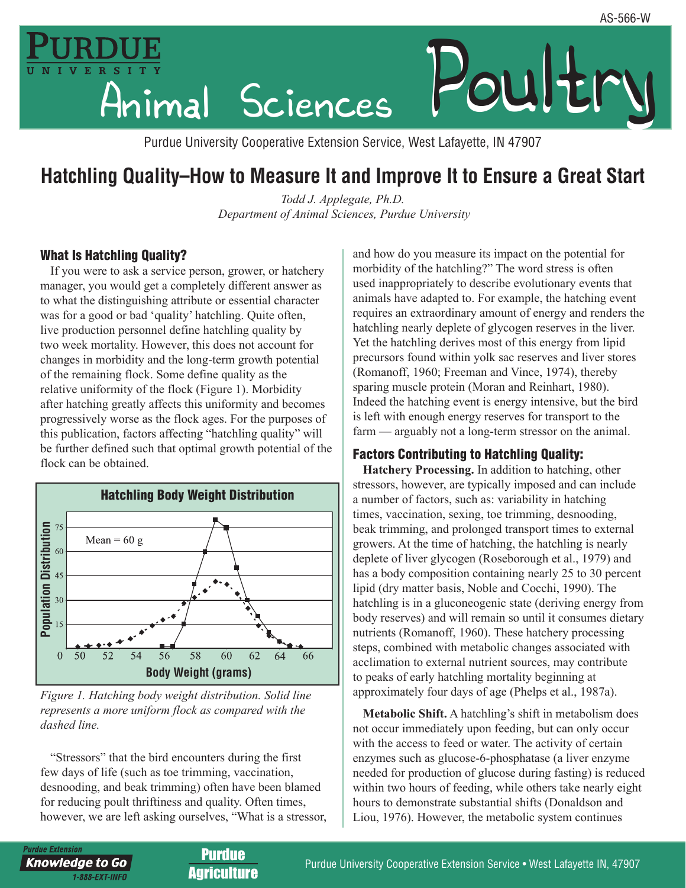AS-566-W

# Purdue University Animal Sciences Poultry

Purdue University Cooperative Extension Service, West Lafayette, IN 47907

# Hatchling Quality–How to Measure It and Improve It to Ensure a Great Start

*Todd J. Applegate, Ph.D.*
*Department of Animal Sciences, Purdue University*

## What Is Hatchling Quality?

If you were to ask a service person, grower, or hatchery manager, you would get a completely different answer as to what the distinguishing attribute or essential character was for a good or bad 'quality' hatchling. Quite often, live production personnel define hatchling quality by two week mortality. However, this does not account for changes in morbidity and the long-term growth potential of the remaining flock. Some define quality as the relative uniformity of the flock (Figure 1). Morbidity after hatching greatly affects this uniformity and becomes progressively worse as the flock ages. For the purposes of this publication, factors affecting "hatchling quality" will be further defined such that optimal growth potential of the flock can be obtained.

*Figure 1. Hatching body weight distribution. Solid line represents a more uniform flock as compared with the dashed line.*

"Stressors" that the bird encounters during the first few days of life (such as toe trimming, vaccination, desnooding, and beak trimming) often have been blamed for reducing poult thriftiness and quality. Often times, however, we are left asking ourselves, "What is a stressor, and how do you measure its impact on the potential for morbidity of the hatchling?" The word stress is often used inappropriately to describe evolutionary events that animals have adapted to. For example, the hatching event requires an extraordinary amount of energy and renders the hatchling nearly deplete of glycogen reserves in the liver. Yet the hatchling derives most of this energy from lipid precursors found within yolk sac reserves and liver stores (Romanoff, 1960; Freeman and Vince, 1974), thereby sparing muscle protein (Moran and Reinhart, 1980). Indeed the hatching event is energy intensive, but the bird is left with enough energy reserves for transport to the farm — arguably not a long-term stressor on the animal.

## Factors Contributing to Hatchling Quality:

**Hatchery Processing.** In addition to hatching, other stressors, however, are typically imposed and can include a number of factors, such as: variability in hatching times, vaccination, sexing, toe trimming, desnooding, beak trimming, and prolonged transport times to external growers. At the time of hatching, the hatchling is nearly deplete of liver glycogen (Roseborough et al., 1979) and has a body composition containing nearly 25 to 30 percent lipid (dry matter basis, Noble and Cocchi, 1990). The hatchling is in a gluconeogenic state (deriving energy from body reserves) and will remain so until it consumes dietary nutrients (Romanoff, 1960). These hatchery processing steps, combined with metabolic changes associated with acclimation to external nutrient sources, may contribute to peaks of early hatchling mortality beginning at approximately four days of age (Phelps et al., 1987a).

**Metabolic Shift.** A hatchling's shift in metabolism does not occur immediately upon feeding, but can only occur with the access to feed or water. The activity of certain enzymes such as glucose-6-phosphatase (a liver enzyme needed for production of glucose during fasting) is reduced within two hours of feeding, while others take nearly eight hours to demonstrate substantial shifts (Donaldson and Liou, 1976). However, the metabolic system continues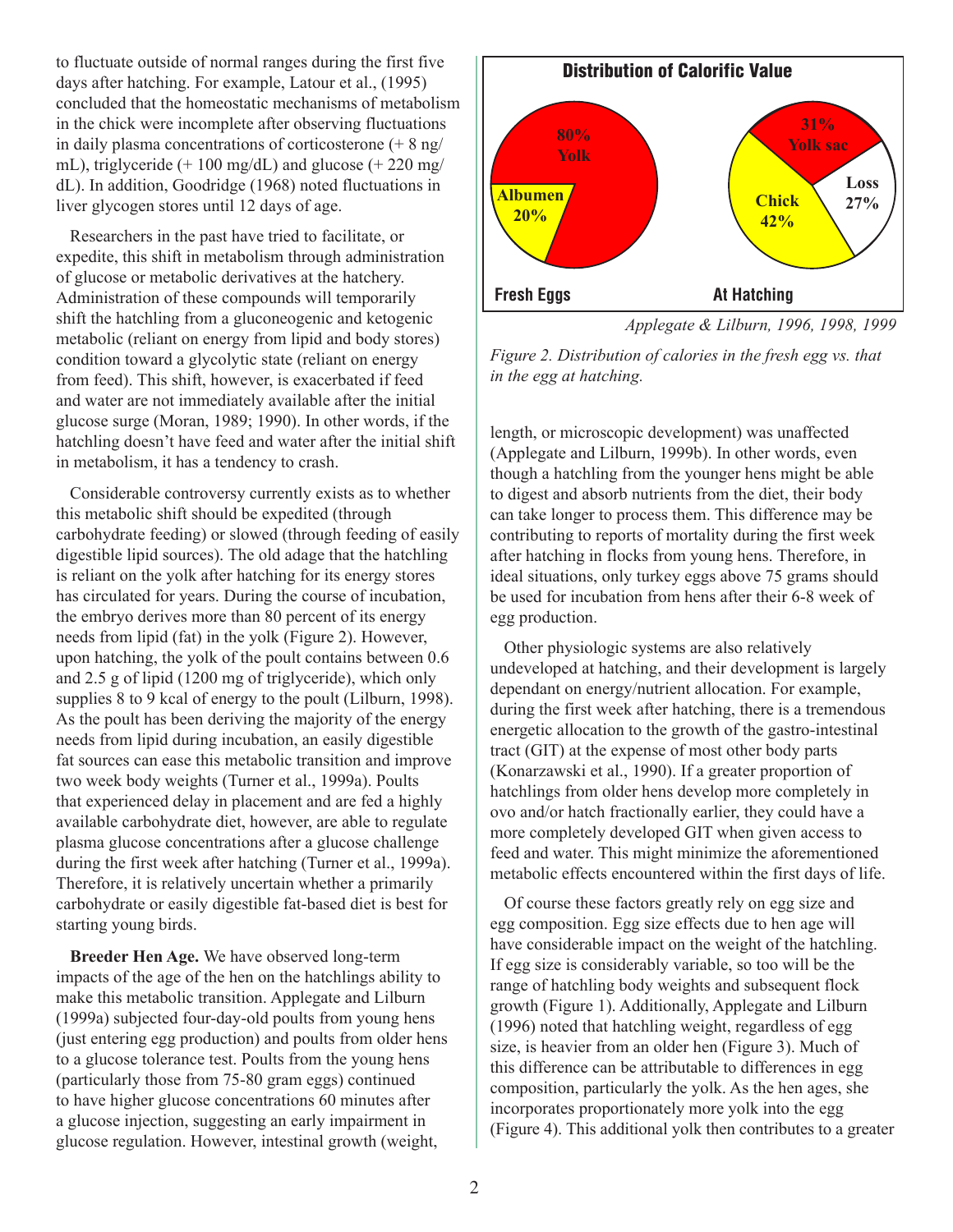to fluctuate outside of normal ranges during the first five days after hatching. For example, Latour et al., (1995) concluded that the homeostatic mechanisms of metabolism in the chick were incomplete after observing fluctuations in daily plasma concentrations of corticosterone (+ 8 ng/mL), triglyceride (+ 100 mg/dL) and glucose (+ 220 mg/dL). In addition, Goodridge (1968) noted fluctuations in liver glycogen stores until 12 days of age.

Researchers in the past have tried to facilitate, or expedite, this shift in metabolism through administration of glucose or metabolic derivatives at the hatchery. Administration of these compounds will temporarily shift the hatchling from a gluconeogenic and ketogenic metabolic (reliant on energy from lipid and body stores) condition toward a glycolytic state (reliant on energy from feed). This shift, however, is exacerbated if feed and water are not immediately available after the initial glucose surge (Moran, 1989; 1990). In other words, if the hatchling doesn't have feed and water after the initial shift in metabolism, it has a tendency to crash.

Considerable controversy currently exists as to whether this metabolic shift should be expedited (through carbohydrate feeding) or slowed (through feeding of easily digestible lipid sources). The old adage that the hatchling is reliant on the yolk after hatching for its energy stores has circulated for years. During the course of incubation, the embryo derives more than 80 percent of its energy needs from lipid (fat) in the yolk (Figure 2). However, upon hatching, the yolk of the poult contains between 0.6 and 2.5 g of lipid (1200 mg of triglyceride), which only supplies 8 to 9 kcal of energy to the poult (Lilburn, 1998). As the poult has been deriving the majority of the energy needs from lipid during incubation, an easily digestible fat sources can ease this metabolic transition and improve two week body weights (Turner et al., 1999a). Poults that experienced delay in placement and are fed a highly available carbohydrate diet, however, are able to regulate plasma glucose concentrations after a glucose challenge during the first week after hatching (Turner et al., 1999a). Therefore, it is relatively uncertain whether a primarily carbohydrate or easily digestible fat-based diet is best for starting young birds.

**Breeder Hen Age.** We have observed long-term impacts of the age of the hen on the hatchlings ability to make this metabolic transition. Applegate and Lilburn (1999a) subjected four-day-old poults from young hens (just entering egg production) and poults from older hens to a glucose tolerance test. Poults from the young hens (particularly those from 75-80 gram eggs) continued to have higher glucose concentrations 60 minutes after a glucose injection, suggesting an early impairment in glucose regulation. However, intestinal growth (weight, length, or microscopic development) was unaffected (Applegate and Lilburn, 1999b). In other words, even though a hatchling from the younger hens might be able to digest and absorb nutrients from the diet, their body can take longer to process them. This difference may be contributing to reports of mortality during the first week after hatching in flocks from young hens. Therefore, in ideal situations, only turkey eggs above 75 grams should be used for incubation from hens after their 6-8 week of egg production.

**Distribution of Calorific Value**

| Fresh Eggs | | At Hatching | |
|---|---|---|---|
| Yolk | 80% | Yolk sac | 31% |
| Albumen | 20% | Chick | 42% |
| | | Loss | 27% |

*Applegate & Lilburn, 1996, 1998, 1999*

*Figure 2. Distribution of calories in the fresh egg vs. that in the egg at hatching.*

Other physiologic systems are also relatively undeveloped at hatching, and their development is largely dependant on energy/nutrient allocation. For example, during the first week after hatching, there is a tremendous energetic allocation to the growth of the gastro-intestinal tract (GIT) at the expense of most other body parts (Konarzawski et al., 1990). If a greater proportion of hatchlings from older hens develop more completely in ovo and/or hatch fractionally earlier, they could have a more completely developed GIT when given access to feed and water. This might minimize the aforementioned metabolic effects encountered within the first days of life.

Of course these factors greatly rely on egg size and egg composition. Egg size effects due to hen age will have considerable impact on the weight of the hatchling. If egg size is considerably variable, so too will be the range of hatchling body weights and subsequent flock growth (Figure 1). Additionally, Applegate and Lilburn (1996) noted that hatchling weight, regardless of egg size, is heavier from an older hen (Figure 3). Much of this difference can be attributable to differences in egg composition, particularly the yolk. As the hen ages, she incorporates proportionately more yolk into the egg (Figure 4). This additional yolk then contributes to a greater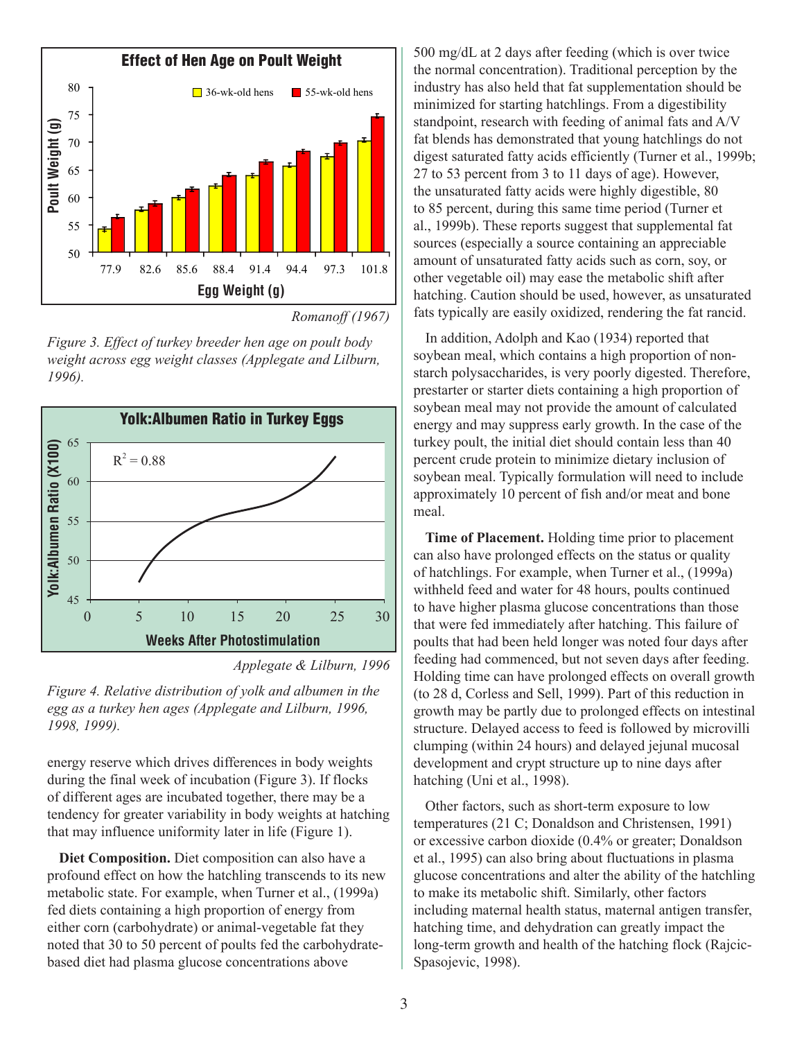**Effect of Hen Age on Poult Weight**

Romanoff (1967)

*Figure 3. Effect of turkey breeder hen age on poult body weight across egg weight classes (Applegate and Lilburn, 1996).*

**Yolk:Albumen Ratio in Turkey Eggs**

Applegate & Lilburn, 1996

*Figure 4. Relative distribution of yolk and albumen in the egg as a turkey hen ages (Applegate and Lilburn, 1996, 1998, 1999).*

energy reserve which drives differences in body weights during the final week of incubation (Figure 3). If flocks of different ages are incubated together, there may be a tendency for greater variability in body weights at hatching that may influence uniformity later in life (Figure 1).

**Diet Composition.** Diet composition can also have a profound effect on how the hatchling transcends to its new metabolic state. For example, when Turner et al., (1999a) fed diets containing a high proportion of energy from either corn (carbohydrate) or animal-vegetable fat they noted that 30 to 50 percent of poults fed the carbohydrate-based diet had plasma glucose concentrations above 500 mg/dL at 2 days after feeding (which is over twice the normal concentration). Traditional perception by the industry has also held that fat supplementation should be minimized for starting hatchlings. From a digestibility standpoint, research with feeding of animal fats and A/V fat blends has demonstrated that young hatchlings do not digest saturated fatty acids efficiently (Turner et al., 1999b; 27 to 53 percent from 3 to 11 days of age). However, the unsaturated fatty acids were highly digestible, 80 to 85 percent, during this same time period (Turner et al., 1999b). These reports suggest that supplemental fat sources (especially a source containing an appreciable amount of unsaturated fatty acids such as corn, soy, or other vegetable oil) may ease the metabolic shift after hatching. Caution should be used, however, as unsaturated fats typically are easily oxidized, rendering the fat rancid.

In addition, Adolph and Kao (1934) reported that soybean meal, which contains a high proportion of non-starch polysaccharides, is very poorly digested. Therefore, prestarter or starter diets containing a high proportion of soybean meal may not provide the amount of calculated energy and may suppress early growth. In the case of the turkey poult, the initial diet should contain less than 40 percent crude protein to minimize dietary inclusion of soybean meal. Typically formulation will need to include approximately 10 percent of fish and/or meat and bone meal.

**Time of Placement.** Holding time prior to placement can also have prolonged effects on the status or quality of hatchlings. For example, when Turner et al., (1999a) withheld feed and water for 48 hours, poults continued to have higher plasma glucose concentrations than those that were fed immediately after hatching. This failure of poults that had been held longer was noted four days after feeding had commenced, but not seven days after feeding. Holding time can have prolonged effects on overall growth (to 28 d, Corless and Sell, 1999). Part of this reduction in growth may be partly due to prolonged effects on intestinal structure. Delayed access to feed is followed by microvilli clumping (within 24 hours) and delayed jejunal mucosal development and crypt structure up to nine days after hatching (Uni et al., 1998).

Other factors, such as short-term exposure to low temperatures (21 C; Donaldson and Christensen, 1991) or excessive carbon dioxide (0.4% or greater; Donaldson et al., 1995) can also bring about fluctuations in plasma glucose concentrations and alter the ability of the hatchling to make its metabolic shift. Similarly, other factors including maternal health status, maternal antigen transfer, hatching time, and dehydration can greatly impact the long-term growth and health of the hatching flock (Rajcic-Spasojevic, 1998).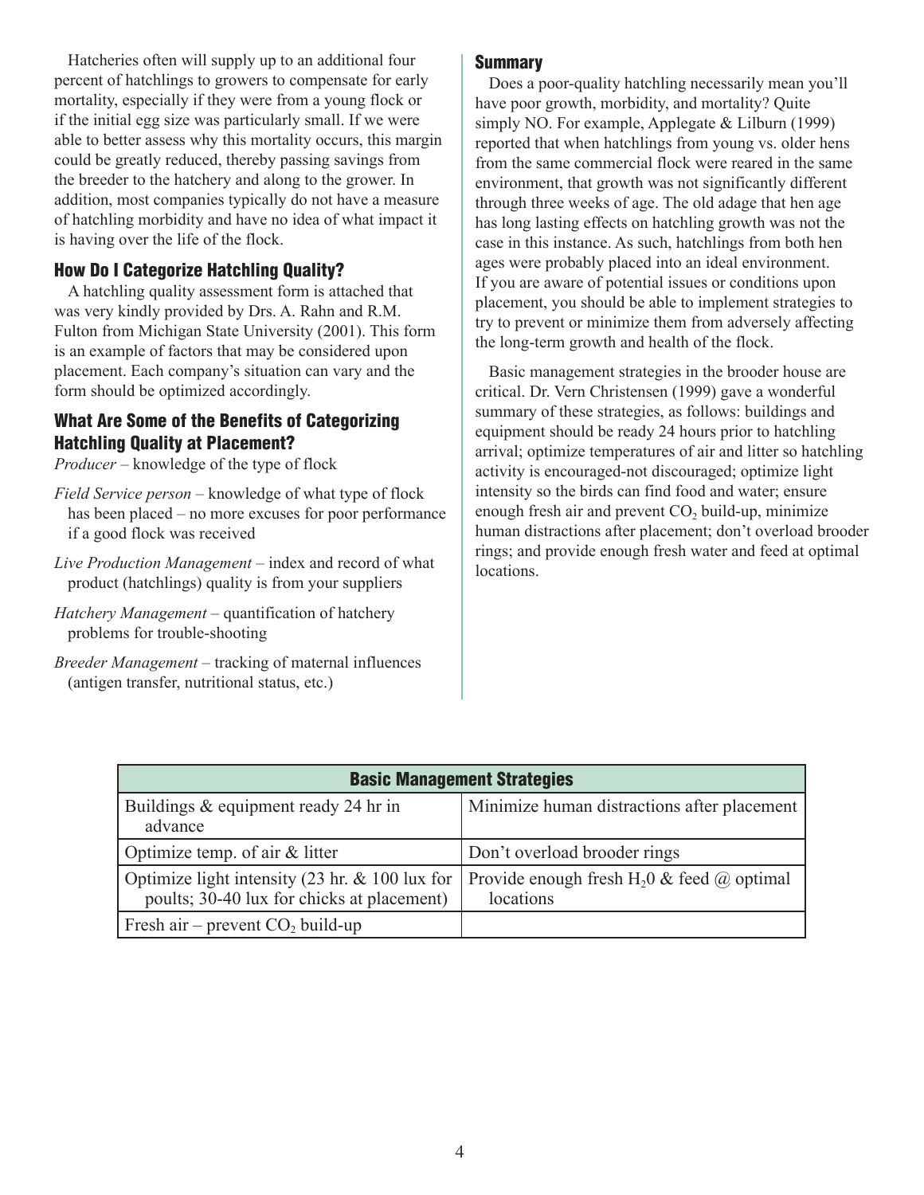Hatcheries often will supply up to an additional four percent of hatchlings to growers to compensate for early mortality, especially if they were from a young flock or if the initial egg size was particularly small. If we were able to better assess why this mortality occurs, this margin could be greatly reduced, thereby passing savings from the breeder to the hatchery and along to the grower. In addition, most companies typically do not have a measure of hatchling morbidity and have no idea of what impact it is having over the life of the flock.

## How Do I Categorize Hatchling Quality?

A hatchling quality assessment form is attached that was very kindly provided by Drs. A. Rahn and R.M. Fulton from Michigan State University (2001). This form is an example of factors that may be considered upon placement. Each company's situation can vary and the form should be optimized accordingly.

## What Are Some of the Benefits of Categorizing Hatchling Quality at Placement?

*Producer* – knowledge of the type of flock

*Field Service person* – knowledge of what type of flock has been placed – no more excuses for poor performance if a good flock was received

*Live Production Management* – index and record of what product (hatchlings) quality is from your suppliers

*Hatchery Management* – quantification of hatchery problems for trouble-shooting

*Breeder Management* – tracking of maternal influences (antigen transfer, nutritional status, etc.)

## Summary

Does a poor-quality hatchling necessarily mean you'll have poor growth, morbidity, and mortality? Quite simply NO. For example, Applegate & Lilburn (1999) reported that when hatchlings from young vs. older hens from the same commercial flock were reared in the same environment, that growth was not significantly different through three weeks of age. The old adage that hen age has long lasting effects on hatchling growth was not the case in this instance. As such, hatchlings from both hen ages were probably placed into an ideal environment. If you are aware of potential issues or conditions upon placement, you should be able to implement strategies to try to prevent or minimize them from adversely affecting the long-term growth and health of the flock.

Basic management strategies in the brooder house are critical. Dr. Vern Christensen (1999) gave a wonderful summary of these strategies, as follows: buildings and equipment should be ready 24 hours prior to hatchling arrival; optimize temperatures of air and litter so hatchling activity is encouraged-not discouraged; optimize light intensity so the birds can find food and water; ensure enough fresh air and prevent $CO_2$ build-up, minimize human distractions after placement; don't overload brooder rings; and provide enough fresh water and feed at optimal locations.

| Basic Management Strategies | |
|---|---|
| Buildings & equipment ready 24 hr in advance | Minimize human distractions after placement |
| Optimize temp. of air & litter | Don't overload brooder rings |
| Optimize light intensity (23 hr. & 100 lux for poults; 30-40 lux for chicks at placement) | Provide enough fresh $H_2O$ & feed @ optimal locations |
| Fresh air – prevent $CO_2$ build-up | |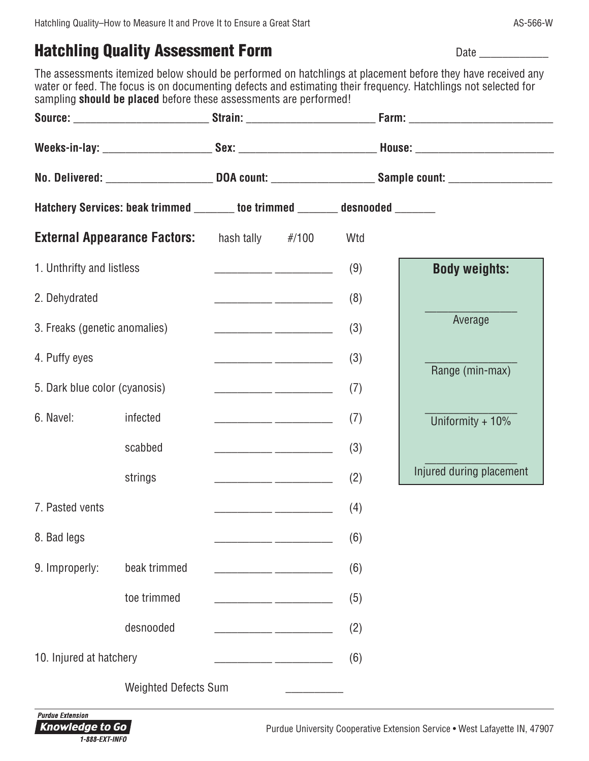# Hatchling Quality Assessment Form

Date ____________

The assessments itemized below should be performed on hatchlings at placement before they have received any water or feed. The focus is on documenting defects and estimating their frequency. Hatchlings not selected for sampling **should be placed** before these assessments are performed!

**Source:** ________________________ **Strain:** ______________________ **Farm:** _________________________

**Weeks-in-lay:** ___________________ **Sex:** ________________________ **House:** ________________________

**No. Delivered:** ___________________ **DOA count:** __________________ **Sample count:** __________________

**Hatchery Services: beak trimmed** _______ **toe trimmed** _______ **desnooded** _______

| **External Appearance Factors:** | | hash tally | #/100 | Wtd |
|---|---|---|---|---|
| 1. Unthrifty and listless | | __________ | __________ | (9) |
| 2. Dehydrated | | __________ | __________ | (8) |
| 3. Freaks (genetic anomalies) | | __________ | __________ | (3) |
| 4. Puffy eyes | | __________ | __________ | (3) |
| 5. Dark blue color (cyanosis) | | __________ | __________ | (7) |
| 6. Navel: | infected | __________ | __________ | (7) |
| | scabbed | __________ | __________ | (3) |
| | strings | __________ | __________ | (2) |
| 7. Pasted vents | | __________ | __________ | (4) |
| 8. Bad legs | | __________ | __________ | (6) |
| 9. Improperly: | beak trimmed | __________ | __________ | (6) |
| | toe trimmed | __________ | __________ | (5) |
| | desnooded | __________ | __________ | (2) |
| 10. Injured at hatchery | | __________ | __________ | (6) |
| | Weighted Defects Sum | | __________ | |

**Body weights:**

________________
Average

________________
Range (min-max)

________________
Uniformity + 10%

________________
Injured during placement

Purdue Extension
Knowledge to Go
1-888-EXT-INFO

Purdue University Cooperative Extension Service • West Lafayette IN, 47907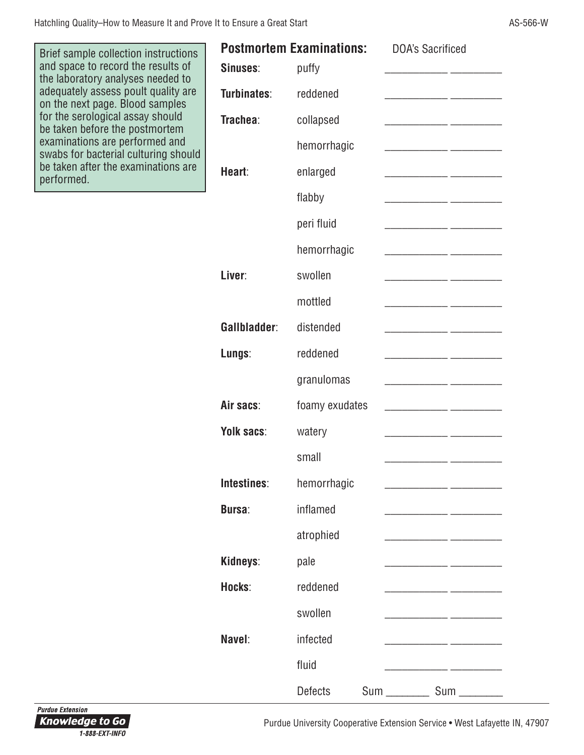Brief sample collection instructions and space to record the results of the laboratory analyses needed to adequately assess poult quality are on the next page. Blood samples for the serological assay should be taken before the postmortem examinations are performed and swabs for bacterial culturing should be taken after the examinations are performed.

## Postmortem Examinations:

| | | DOA's | Sacrificed |
|---|---|---|---|
| **Sinuses**: | puffy | ___________ | _________ |
| **Turbinates**: | reddened | ___________ | _________ |
| **Trachea**: | collapsed | ___________ | _________ |
| | hemorrhagic | ___________ | _________ |
| **Heart**: | enlarged | ___________ | _________ |
| | flabby | ___________ | _________ |
| | peri fluid | ___________ | _________ |
| | hemorrhagic | ___________ | _________ |
| **Liver**: | swollen | ___________ | _________ |
| | mottled | ___________ | _________ |
| **Gallbladder**: | distended | ___________ | _________ |
| **Lungs**: | reddened | ___________ | _________ |
| | granulomas | ___________ | _________ |
| **Air sacs**: | foamy exudates | ___________ | _________ |
| **Yolk sacs**: | watery | ___________ | _________ |
| | small | ___________ | _________ |
| **Intestines**: | hemorrhagic | ___________ | _________ |
| **Bursa**: | inflamed | ___________ | _________ |
| | atrophied | ___________ | _________ |
| **Kidneys**: | pale | ___________ | _________ |
| **Hocks**: | reddened | ___________ | _________ |
| | swollen | ___________ | _________ |
| **Navel**: | infected | ___________ | _________ |
| | fluid | ___________ | _________ |
| | Defects | Sum _______ | Sum _______ |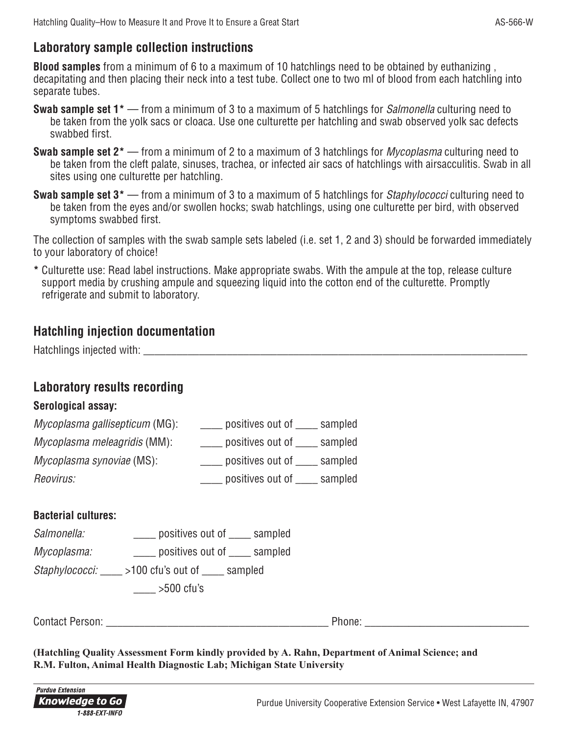## Laboratory sample collection instructions

**Blood samples** from a minimum of 6 to a maximum of 10 hatchlings need to be obtained by euthanizing , decapitating and then placing their neck into a test tube. Collect one to two ml of blood from each hatchling into separate tubes.

**Swab sample set 1*** — from a minimum of 3 to a maximum of 5 hatchlings for *Salmonella* culturing need to be taken from the yolk sacs or cloaca. Use one culturette per hatchling and swab observed yolk sac defects swabbed first.

**Swab sample set 2*** — from a minimum of 2 to a maximum of 3 hatchlings for *Mycoplasma* culturing need to be taken from the cleft palate, sinuses, trachea, or infected air sacs of hatchlings with airsacculitis. Swab in all sites using one culturette per hatchling.

**Swab sample set 3*** — from a minimum of 3 to a maximum of 5 hatchlings for *Staphylococci* culturing need to be taken from the eyes and/or swollen hocks; swab hatchlings, using one culturette per bird, with observed symptoms swabbed first.

The collection of samples with the swab sample sets labeled (i.e. set 1, 2 and 3) should be forwarded immediately to your laboratory of choice!

\* Culturette use: Read label instructions. Make appropriate swabs. With the ampule at the top, release culture support media by crushing ampule and squeezing liquid into the cotton end of the culturette. Promptly refrigerate and submit to laboratory.

## Hatchling injection documentation

Hatchlings injected with: ______________________________________________________________

## Laboratory results recording

### Serological assay:

*Mycoplasma gallisepticum* (MG): ____ positives out of ____ sampled

*Mycoplasma meleagridis* (MM): ____ positives out of ____ sampled

*Mycoplasma synoviae* (MS): ____ positives out of ____ sampled

*Reovirus:* ____ positives out of ____ sampled

### Bacterial cultures:

*Salmonella:* ____ positives out of ____ sampled

*Mycoplasma:* ____ positives out of ____ sampled

*Staphylococci:* ____ >100 cfu's out of ____ sampled

____ >500 cfu's

Contact Person: ________________________________________ Phone: ____________________________

**(Hatchling Quality Assessment Form kindly provided by A. Rahn, Department of Animal Science; and R.M. Fulton, Animal Health Diagnostic Lab; Michigan State University**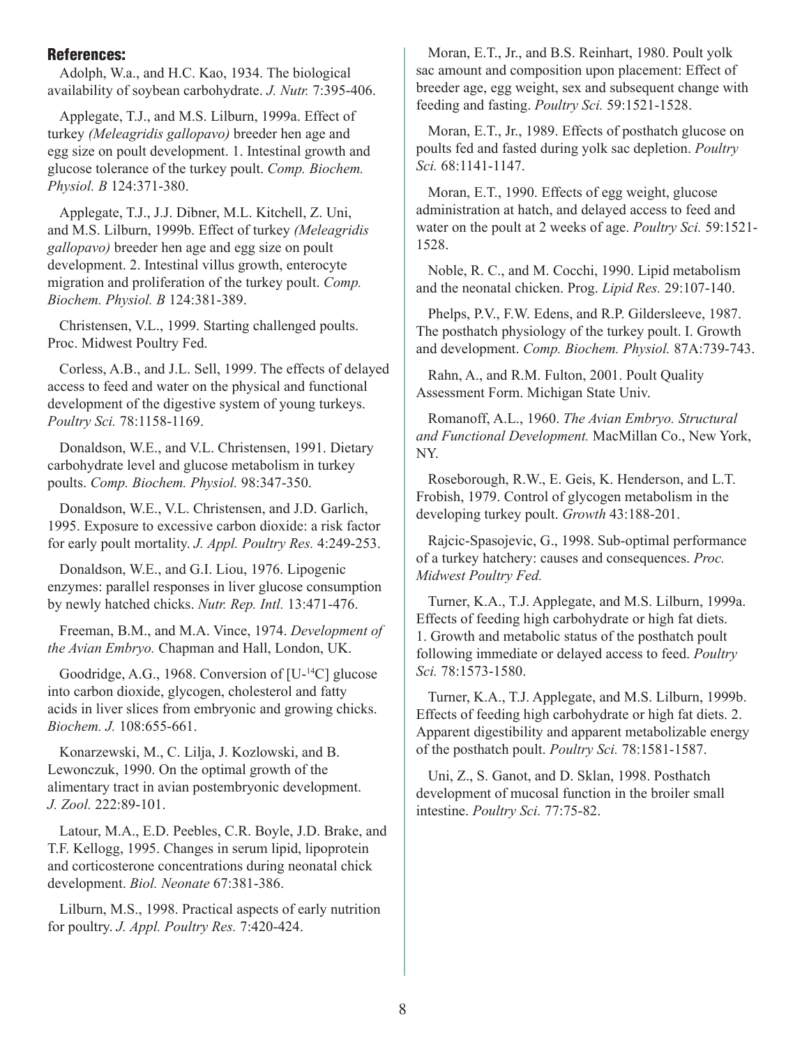## References:

Adolph, W.a., and H.C. Kao, 1934. The biological availability of soybean carbohydrate. *J. Nutr.* 7:395-406.

Applegate, T.J., and M.S. Lilburn, 1999a. Effect of turkey *(Meleagridis gallopavo)* breeder hen age and egg size on poult development. 1. Intestinal growth and glucose tolerance of the turkey poult. *Comp. Biochem. Physiol. B* 124:371-380.

Applegate, T.J., J.J. Dibner, M.L. Kitchell, Z. Uni, and M.S. Lilburn, 1999b. Effect of turkey *(Meleagridis gallopavo)* breeder hen age and egg size on poult development. 2. Intestinal villus growth, enterocyte migration and proliferation of the turkey poult. *Comp. Biochem. Physiol. B* 124:381-389.

Christensen, V.L., 1999. Starting challenged poults. Proc. Midwest Poultry Fed.

Corless, A.B., and J.L. Sell, 1999. The effects of delayed access to feed and water on the physical and functional development of the digestive system of young turkeys. *Poultry Sci.* 78:1158-1169.

Donaldson, W.E., and V.L. Christensen, 1991. Dietary carbohydrate level and glucose metabolism in turkey poults. *Comp. Biochem. Physiol.* 98:347-350.

Donaldson, W.E., V.L. Christensen, and J.D. Garlich, 1995. Exposure to excessive carbon dioxide: a risk factor for early poult mortality. *J. Appl. Poultry Res.* 4:249-253.

Donaldson, W.E., and G.I. Liou, 1976. Lipogenic enzymes: parallel responses in liver glucose consumption by newly hatched chicks. *Nutr. Rep. Intl.* 13:471-476.

Freeman, B.M., and M.A. Vince, 1974. *Development of the Avian Embryo.* Chapman and Hall, London, UK.

Goodridge, A.G., 1968. Conversion of [U-$^{14}$C] glucose into carbon dioxide, glycogen, cholesterol and fatty acids in liver slices from embryonic and growing chicks. *Biochem. J.* 108:655-661.

Konarzewski, M., C. Lilja, J. Kozlowski, and B. Lewonczuk, 1990. On the optimal growth of the alimentary tract in avian postembryonic development. *J. Zool.* 222:89-101.

Latour, M.A., E.D. Peebles, C.R. Boyle, J.D. Brake, and T.F. Kellogg, 1995. Changes in serum lipid, lipoprotein and corticosterone concentrations during neonatal chick development. *Biol. Neonate* 67:381-386.

Lilburn, M.S., 1998. Practical aspects of early nutrition for poultry. *J. Appl. Poultry Res.* 7:420-424.

Moran, E.T., Jr., and B.S. Reinhart, 1980. Poult yolk sac amount and composition upon placement: Effect of breeder age, egg weight, sex and subsequent change with feeding and fasting. *Poultry Sci.* 59:1521-1528.

Moran, E.T., Jr., 1989. Effects of posthatch glucose on poults fed and fasted during yolk sac depletion. *Poultry Sci.* 68:1141-1147.

Moran, E.T., 1990. Effects of egg weight, glucose administration at hatch, and delayed access to feed and water on the poult at 2 weeks of age. *Poultry Sci.* 59:1521-1528.

Noble, R. C., and M. Cocchi, 1990. Lipid metabolism and the neonatal chicken. Prog. *Lipid Res.* 29:107-140.

Phelps, P.V., F.W. Edens, and R.P. Gildersleeve, 1987. The posthatch physiology of the turkey poult. I. Growth and development. *Comp. Biochem. Physiol.* 87A:739-743.

Rahn, A., and R.M. Fulton, 2001. Poult Quality Assessment Form. Michigan State Univ.

Romanoff, A.L., 1960. *The Avian Embryo. Structural and Functional Development.* MacMillan Co., New York, NY.

Roseborough, R.W., E. Geis, K. Henderson, and L.T. Frobish, 1979. Control of glycogen metabolism in the developing turkey poult. *Growth* 43:188-201.

Rajcic-Spasojevic, G., 1998. Sub-optimal performance of a turkey hatchery: causes and consequences. *Proc. Midwest Poultry Fed.*

Turner, K.A., T.J. Applegate, and M.S. Lilburn, 1999a. Effects of feeding high carbohydrate or high fat diets. 1. Growth and metabolic status of the posthatch poult following immediate or delayed access to feed. *Poultry Sci.* 78:1573-1580.

Turner, K.A., T.J. Applegate, and M.S. Lilburn, 1999b. Effects of feeding high carbohydrate or high fat diets. 2. Apparent digestibility and apparent metabolizable energy of the posthatch poult. *Poultry Sci.* 78:1581-1587.

Uni, Z., S. Ganot, and D. Sklan, 1998. Posthatch development of mucosal function in the broiler small intestine. *Poultry Sci.* 77:75-82.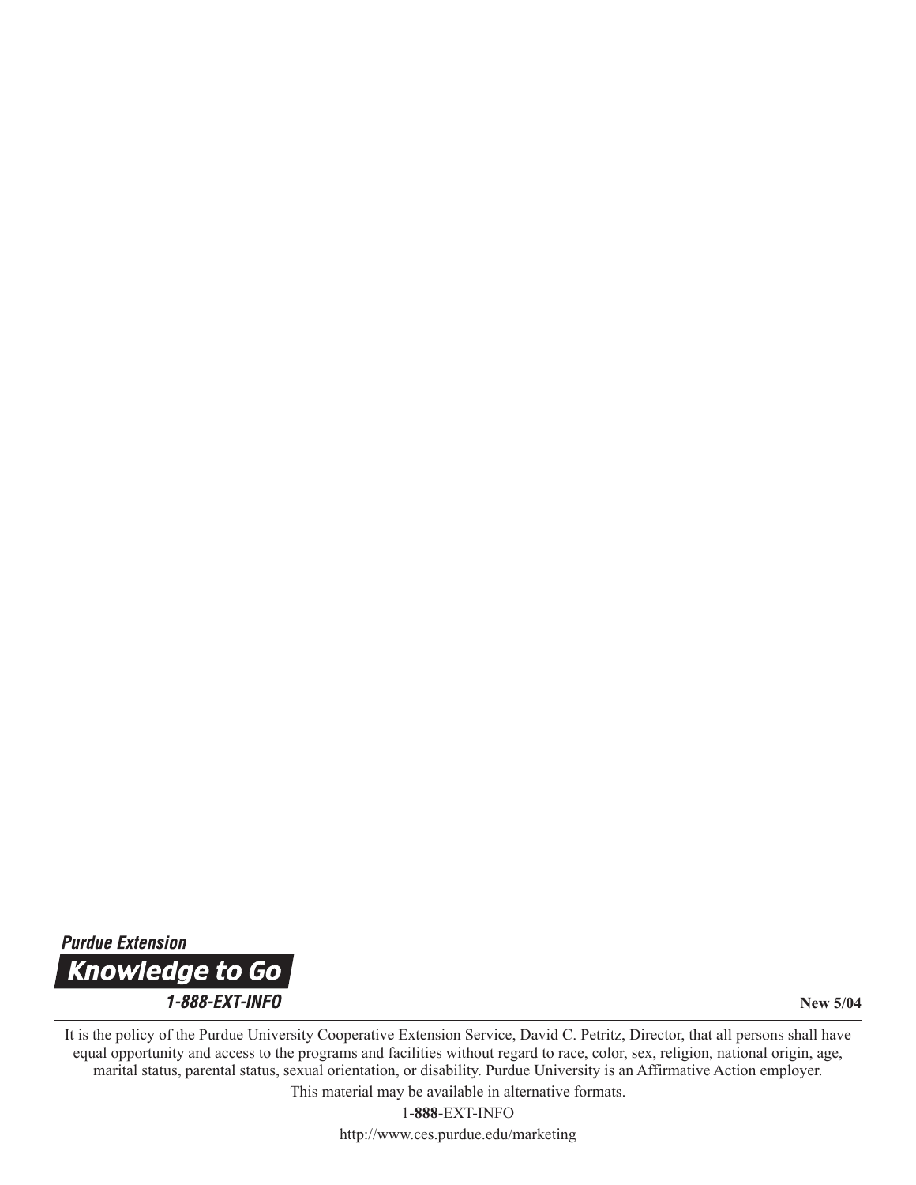Purdue Extension

**Knowledge to Go**

1-888-EXT-INFO

**New 5/04**

It is the policy of the Purdue University Cooperative Extension Service, David C. Petritz, Director, that all persons shall have equal opportunity and access to the programs and facilities without regard to race, color, sex, religion, national origin, age, marital status, parental status, sexual orientation, or disability. Purdue University is an Affirmative Action employer.

This material may be available in alternative formats.

1-**888**-EXT-INFO

http://www.ces.purdue.edu/marketing